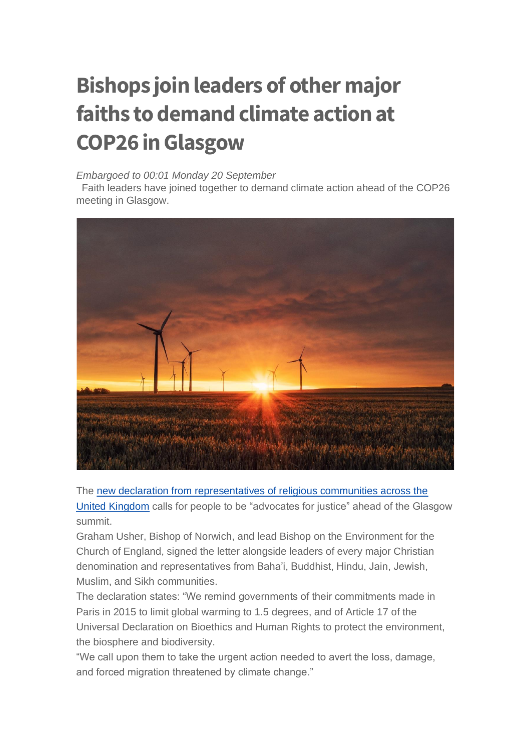# Bishops join leaders of other major faiths to demand climate action at COP26 in Glasgow

*Embargoed to 00:01 Monday 20 September*

Faith leaders have joined together to demand climate action ahead of the COP26 meeting in Glasgow.

The new declaration from representatives of religious communities across the United Kingdom calls for people to be "advocates for justice" ahead of the Glasgow summit.

Graham Usher, Bishop of Norwich, and lead Bishop on the Environment for the Church of England, signed the letter alongside leaders of every major Christian denomination and representatives from Baha'i, Buddhist, Hindu, Jain, Jewish, Muslim, and Sikh communities.

The declaration states: "We remind governments of their commitments made in Paris in 2015 to limit global warming to 1.5 degrees, and of Article 17 of the Universal Declaration on Bioethics and Human Rights to protect the environment, the biosphere and biodiversity.

"We call upon them to take the urgent action needed to avert the loss, damage, and forced migration threatened by climate change."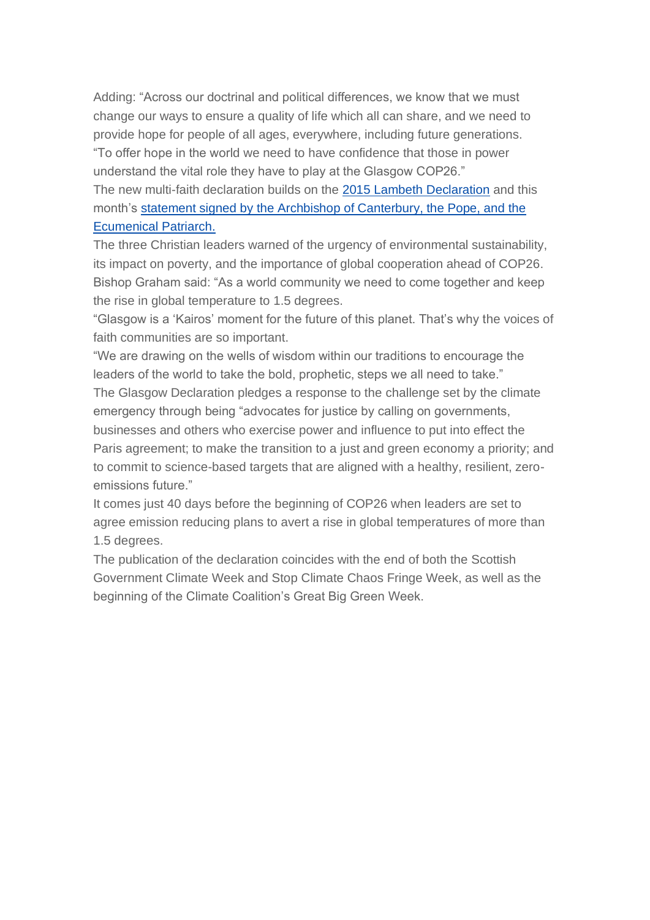Adding: “Across our doctrinal and political differences, we know that we must change our ways to ensure a quality of life which all can share, and we need to provide hope for people of all ages, everywhere, including future generations.

“To offer hope in the world we need to have confidence that those in power understand the vital role they have to play at the Glasgow COP26.”

The new multi-faith declaration builds on the [2015 Lambeth Declaration] and this month’s [statement signed by the Archbishop of Canterbury, the Pope, and the Ecumenical Patriarch.]

The three Christian leaders warned of the urgency of environmental sustainability, its impact on poverty, and the importance of global cooperation ahead of COP26.

Bishop Graham said: “As a world community we need to come together and keep the rise in global temperature to 1.5 degrees.

“Glasgow is a ‘Kairos’ moment for the future of this planet. That’s why the voices of faith communities are so important.

“We are drawing on the wells of wisdom within our traditions to encourage the leaders of the world to take the bold, prophetic, steps we all need to take.”

The Glasgow Declaration pledges a response to the challenge set by the climate emergency through being “advocates for justice by calling on governments, businesses and others who exercise power and influence to put into effect the Paris agreement; to make the transition to a just and green economy a priority; and to commit to science-based targets that are aligned with a healthy, resilient, zero-emissions future.”

It comes just 40 days before the beginning of COP26 when leaders are set to agree emission reducing plans to avert a rise in global temperatures of more than 1.5 degrees.

The publication of the declaration coincides with the end of both the Scottish Government Climate Week and Stop Climate Chaos Fringe Week, as well as the beginning of the Climate Coalition’s Great Big Green Week.